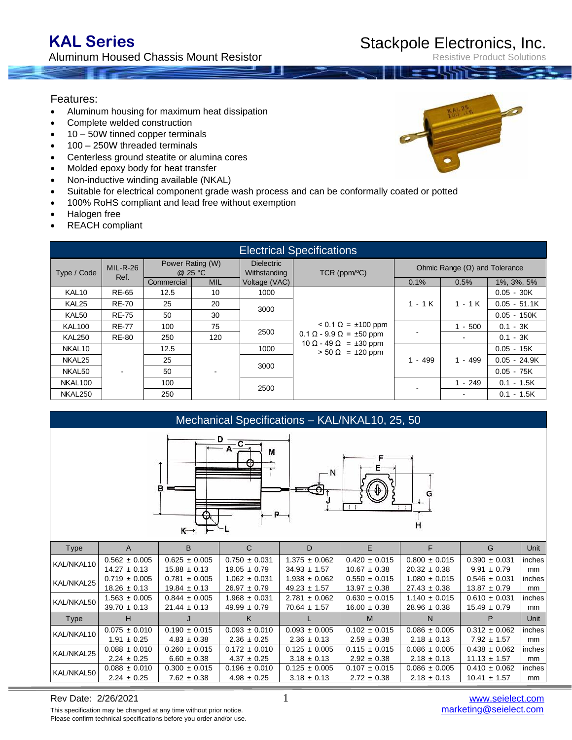# KAL Series

Aluminum Housed Chassis Mount Resistor

Stackpole Electronics, Inc.

Resistive Product Solutions

## Features:

- Aluminum housing for maximum heat dissipation
- Complete welded construction
- 10 – 50W tinned copper terminals
- 100 – 250W threaded terminals
- Centerless ground steatite or alumina cores
- Molded epoxy body for heat transfer
- Non-inductive winding available (NKAL)
- Suitable for electrical component grade wash process and can be conformally coated or potted
- 100% RoHS compliant and lead free without exemption
- Halogen free
- REACH compliant

## Electrical Specifications

| Type / Code | MIL-R-26 Ref. | Power Rating (W) @ 25 °C | | Dielectric Withstanding Voltage (VAC) | TCR (ppm/°C) | Ohmic Range (Ω) and Tolerance | | |
|---|---|---|---|---|---|---|---|---|
| | | Commercial | MIL | | | 0.1% | 0.5% | 1%, 3%, 5% |
| KAL10 | RE-65 | 12.5 | 10 | 1000 | < 0.1 Ω = ±100 ppm<br>0.1 Ω - 9.9 Ω = ±50 ppm<br>10 Ω - 49 Ω = ±30 ppm<br>> 50 Ω = ±20 ppm | 1 - 1K | 1 - 1K | 0.05 - 30K |
| KAL25 | RE-70 | 25 | 20 | 3000 | | | | 0.05 - 51.1K |
| KAL50 | RE-75 | 50 | 30 | | | | | 0.05 - 150K |
| KAL100 | RE-77 | 100 | 75 | 2500 | | - | 1 - 500 | 0.1 - 3K |
| KAL250 | RE-80 | 250 | 120 | | | | - | 0.1 - 3K |
| NKAL10 | - | 12.5 | - | 1000 | | 1 - 499 | 1 - 499 | 0.05 - 15K |
| NKAL25 | | 25 | | 3000 | | | | 0.05 - 24.9K |
| NKAL50 | | 50 | | | | | | 0.05 - 75K |
| NKAL100 | | 100 | | 2500 | | - | 1 - 249 | 0.1 - 1.5K |
| NKAL250 | | 250 | | | | | - | 0.1 - 1.5K |

## Mechanical Specifications – KAL/NKAL10, 25, 50

| Type | A | B | C | D | E | F | G | Unit |
|---|---|---|---|---|---|---|---|---|
| KAL/NKAL10 | 0.562 ± 0.005<br>14.27 ± 0.13 | 0.625 ± 0.005<br>15.88 ± 0.13 | 0.750 ± 0.031<br>19.05 ± 0.79 | 1.375 ± 0.062<br>34.93 ± 1.57 | 0.420 ± 0.015<br>10.67 ± 0.38 | 0.800 ± 0.015<br>20.32 ± 0.38 | 0.390 ± 0.031<br>9.91 ± 0.79 | inches<br>mm |
| KAL/NKAL25 | 0.719 ± 0.005<br>18.26 ± 0.13 | 0.781 ± 0.005<br>19.84 ± 0.13 | 1.062 ± 0.031<br>26.97 ± 0.79 | 1.938 ± 0.062<br>49.23 ± 1.57 | 0.550 ± 0.015<br>13.97 ± 0.38 | 1.080 ± 0.015<br>27.43 ± 0.38 | 0.546 ± 0.031<br>13.87 ± 0.79 | inches<br>mm |
| KAL/NKAL50 | 1.563 ± 0.005<br>39.70 ± 0.13 | 0.844 ± 0.005<br>21.44 ± 0.13 | 1.968 ± 0.031<br>49.99 ± 0.79 | 2.781 ± 0.062<br>70.64 ± 1.57 | 0.630 ± 0.015<br>16.00 ± 0.38 | 1.140 ± 0.015<br>28.96 ± 0.38 | 0.610 ± 0.031<br>15.49 ± 0.79 | inches<br>mm |
| **Type** | **H** | **J** | **K** | **L** | **M** | **N** | **P** | **Unit** |
| KAL/NKAL10 | 0.075 ± 0.010<br>1.91 ± 0.25 | 0.190 ± 0.015<br>4.83 ± 0.38 | 0.093 ± 0.010<br>2.36 ± 0.25 | 0.093 ± 0.005<br>2.36 ± 0.13 | 0.102 ± 0.015<br>2.59 ± 0.38 | 0.086 ± 0.005<br>2.18 ± 0.13 | 0.312 ± 0.062<br>7.92 ± 1.57 | inches<br>mm |
| KAL/NKAL25 | 0.088 ± 0.010<br>2.24 ± 0.25 | 0.260 ± 0.015<br>6.60 ± 0.38 | 0.172 ± 0.010<br>4.37 ± 0.25 | 0.125 ± 0.005<br>3.18 ± 0.13 | 0.115 ± 0.015<br>2.92 ± 0.38 | 0.086 ± 0.005<br>2.18 ± 0.13 | 0.438 ± 0.062<br>11.13 ± 1.57 | inches<br>mm |
| KAL/NKAL50 | 0.088 ± 0.010<br>2.24 ± 0.25 | 0.300 ± 0.015<br>7.62 ± 0.38 | 0.196 ± 0.010<br>4.98 ± 0.25 | 0.125 ± 0.005<br>3.18 ± 0.13 | 0.107 ± 0.015<br>2.72 ± 0.38 | 0.086 ± 0.005<br>2.18 ± 0.13 | 0.410 ± 0.062<br>10.41 ± 1.57 | inches<br>mm |

Rev Date: 2/26/2021

This specification may be changed at any time without prior notice.
Please confirm technical specifications before you order and/or use.

www.seielect.com
marketing@seielect.com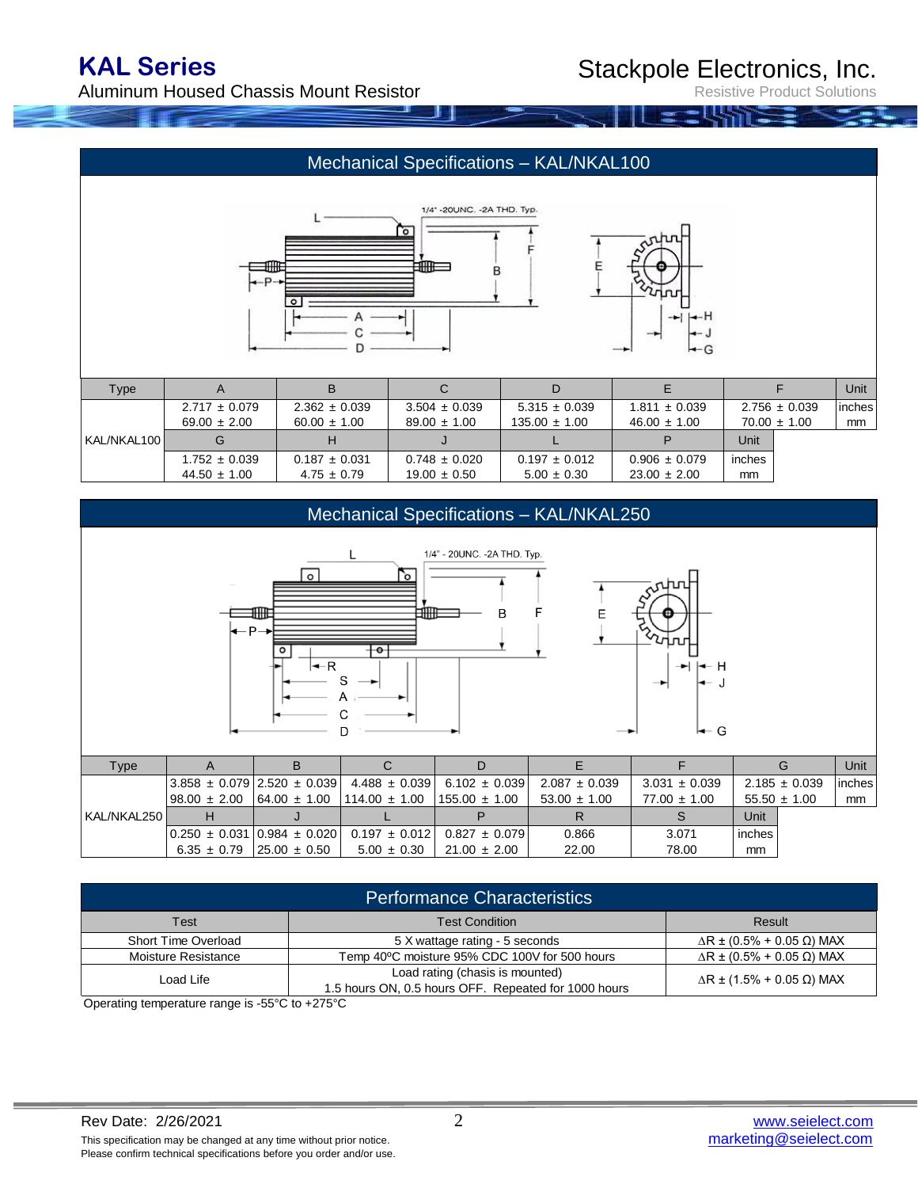## Mechanical Specifications – KAL/NKAL100

| Type | A | B | C | D | E | F | Unit |
|---|---|---|---|---|---|---|---|
| KAL/NKAL100 | 2.717 ± 0.079<br>69.00 ± 2.00 | 2.362 ± 0.039<br>60.00 ± 1.00 | 3.504 ± 0.039<br>89.00 ± 1.00 | 5.315 ± 0.039<br>135.00 ± 1.00 | 1.811 ± 0.039<br>46.00 ± 1.00 | 2.756 ± 0.039<br>70.00 ± 1.00 | inches<br>mm |
| | G | H | J | L | P | Unit | |
| | 1.752 ± 0.039<br>44.50 ± 1.00 | 0.187 ± 0.031<br>4.75 ± 0.79 | 0.748 ± 0.020<br>19.00 ± 0.50 | 0.197 ± 0.012<br>5.00 ± 0.30 | 0.906 ± 0.079<br>23.00 ± 2.00 | inches<br>mm | |

## Mechanical Specifications – KAL/NKAL250

| Type | A | B | C | D | E | F | G | Unit |
|---|---|---|---|---|---|---|---|---|
| KAL/NKAL250 | 3.858 ± 0.079<br>98.00 ± 2.00 | 2.520 ± 0.039<br>64.00 ± 1.00 | 4.488 ± 0.039<br>114.00 ± 1.00 | 6.102 ± 0.039<br>155.00 ± 1.00 | 2.087 ± 0.039<br>53.00 ± 1.00 | 3.031 ± 0.039<br>77.00 ± 1.00 | 2.185 ± 0.039<br>55.50 ± 1.00 | inches<br>mm |
| | H | J | L | P | R | S | Unit | |
| | 0.250 ± 0.031<br>6.35 ± 0.79 | 0.984 ± 0.020<br>25.00 ± 0.50 | 0.197 ± 0.012<br>5.00 ± 0.30 | 0.827 ± 0.079<br>21.00 ± 2.00 | 0.866<br>22.00 | 3.071<br>78.00 | inches<br>mm | |

## Performance Characteristics

| Test | Test Condition | Result |
|---|---|---|
| Short Time Overload | 5 X wattage rating - 5 seconds | ΔR ± (0.5% + 0.05 Ω) MAX |
| Moisture Resistance | Temp 40ºC moisture 95% CDC 100V for 500 hours | ΔR ± (0.5% + 0.05 Ω) MAX |
| Load Life | Load rating (chassis is mounted)<br>1.5 hours ON, 0.5 hours OFF. Repeated for 1000 hours | ΔR ± (1.5% + 0.05 Ω) MAX |

Operating temperature range is -55°C to +275°C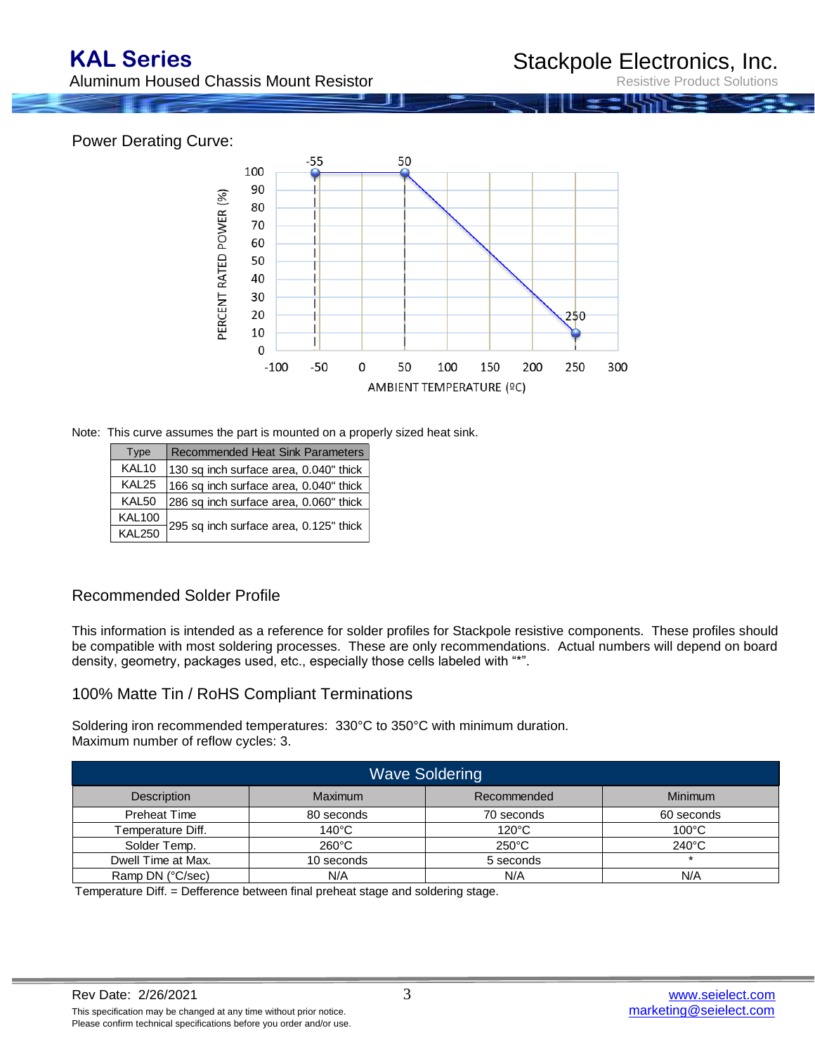## Power Derating Curve:

Note: This curve assumes the part is mounted on a properly sized heat sink.

| Type | Recommended Heat Sink Parameters |
|---|---|
| KAL10 | 130 sq inch surface area, 0.040" thick |
| KAL25 | 166 sq inch surface area, 0.040" thick |
| KAL50 | 286 sq inch surface area, 0.060" thick |
| KAL100 | 295 sq inch surface area, 0.125" thick |
| KAL250 | 295 sq inch surface area, 0.125" thick |

## Recommended Solder Profile

This information is intended as a reference for solder profiles for Stackpole resistive components. These profiles should be compatible with most soldering processes. These are only recommendations. Actual numbers will depend on board density, geometry, packages used, etc., especially those cells labeled with "*".

## 100% Matte Tin / RoHS Compliant Terminations

Soldering iron recommended temperatures: 330°C to 350°C with minimum duration.
Maximum number of reflow cycles: 3.

| Wave Soldering | | | |
|---|---|---|---|
| Description | Maximum | Recommended | Minimum |
| Preheat Time | 80 seconds | 70 seconds | 60 seconds |
| Temperature Diff. | 140°C | 120°C | 100°C |
| Solder Temp. | 260°C | 250°C | 240°C |
| Dwell Time at Max. | 10 seconds | 5 seconds | * |
| Ramp DN (°C/sec) | N/A | N/A | N/A |

Temperature Diff. = Defference between final preheat stage and soldering stage.

Rev Date: 2/26/2021

This specification may be changed at any time without prior notice.
Please confirm technical specifications before you order and/or use.

www.seielect.com
marketing@seielect.com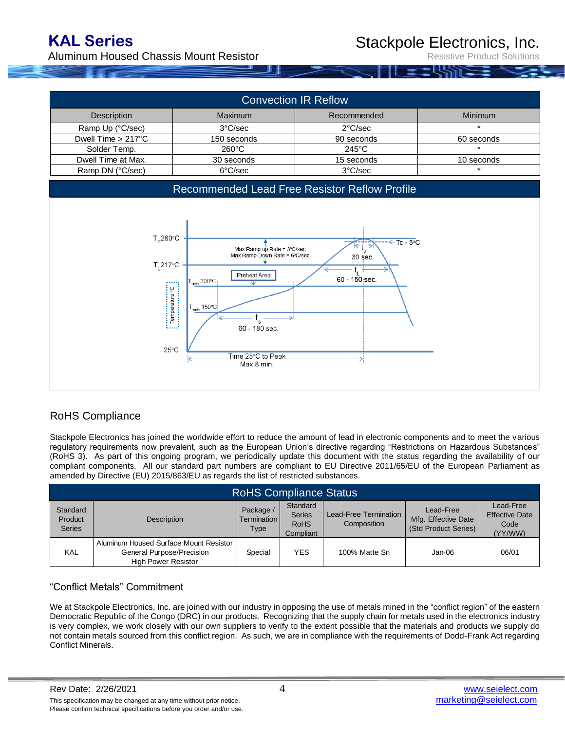## Convection IR Reflow

| Description | Maximum | Recommended | Minimum |
|---|---|---|---|
| Ramp Up (°C/sec) | 3°C/sec | 2°C/sec | * |
| Dwell Time > 217°C | 150 seconds | 90 seconds | 60 seconds |
| Solder Temp. | 260°C | 245°C | * |
| Dwell Time at Max. | 30 seconds | 15 seconds | 10 seconds |
| Ramp DN (°C/sec) | 6°C/sec | 3°C/sec | * |

## Recommended Lead Free Resistor Reflow Profile

$T_P$ 260°C

$T_L$ 217°C

$T_{smax}$ 200°C

$T_{smin}$ 150°C

25°C

Temperature °C

Max Ramp up Rate = 3°C/sec
Max Ramp Down Rate = 6°C/sec

Preheat Area

Tc - 5°C

$t_p$ 30 sec.

$t_L$ 60 - 150 sec.

$t_s$ 60 - 180 sec.

Time 25°C to Peak
Max 8 min.

## RoHS Compliance

Stackpole Electronics has joined the worldwide effort to reduce the amount of lead in electronic components and to meet the various regulatory requirements now prevalent, such as the European Union's directive regarding "Restrictions on Hazardous Substances" (RoHS 3). As part of this ongoing program, we periodically update this document with the status regarding the availability of our compliant components. All our standard part numbers are compliant to EU Directive 2011/65/EU of the European Parliament as amended by Directive (EU) 2015/863/EU as regards the list of restricted substances.

| RoHS Compliance Status | | | | | | |
|---|---|---|---|---|---|---|
| Standard Product Series | Description | Package / Termination Type | Standard Series RoHS Compliant | Lead-Free Termination Composition | Lead-Free Mfg. Effective Date (Std Product Series) | Lead-Free Effective Date Code (YY/WW) |
| KAL | Aluminum Housed Surface Mount Resistor General Purpose/Precision High Power Resistor | Special | YES | 100% Matte Sn | Jan-06 | 06/01 |

## "Conflict Metals" Commitment

We at Stackpole Electronics, Inc. are joined with our industry in opposing the use of metals mined in the "conflict region" of the eastern Democratic Republic of the Congo (DRC) in our products. Recognizing that the supply chain for metals used in the electronics industry is very complex, we work closely with our own suppliers to verify to the extent possible that the materials and products we supply do not contain metals sourced from this conflict region. As such, we are in compliance with the requirements of Dodd-Frank Act regarding Conflict Minerals.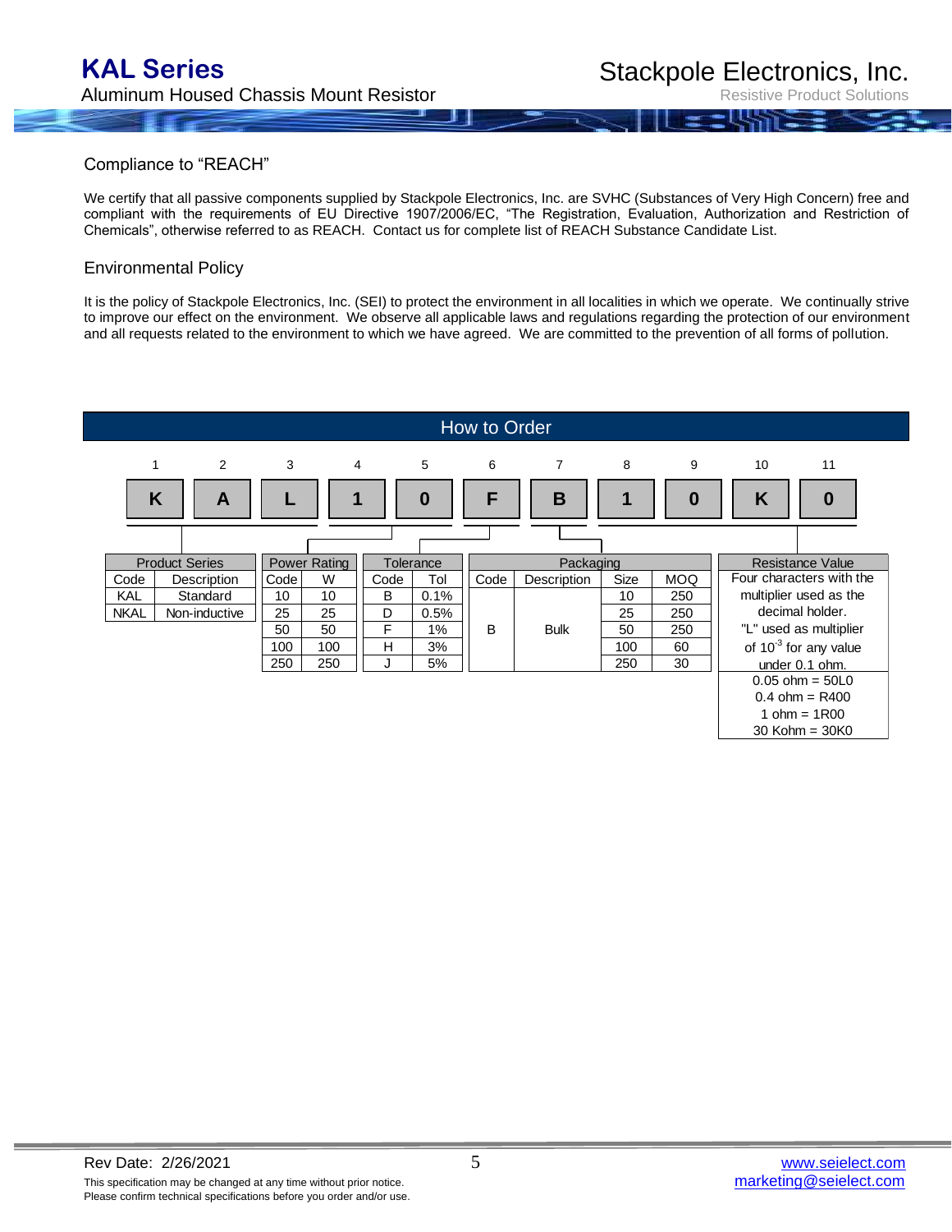## Compliance to "REACH"

We certify that all passive components supplied by Stackpole Electronics, Inc. are SVHC (Substances of Very High Concern) free and compliant with the requirements of EU Directive 1907/2006/EC, "The Registration, Evaluation, Authorization and Restriction of Chemicals", otherwise referred to as REACH. Contact us for complete list of REACH Substance Candidate List.

## Environmental Policy

It is the policy of Stackpole Electronics, Inc. (SEI) to protect the environment in all localities in which we operate. We continually strive to improve our effect on the environment. We observe all applicable laws and regulations regarding the protection of our environment and all requests related to the environment to which we have agreed. We are committed to the prevention of all forms of pollution.

## How to Order

| 1 | 2 | 3 | 4 | 5 | 6 | 7 | 8 | 9 | 10 | 11 |
|---|---|---|---|---|---|---|---|---|---|---|
| K | A | L | 1 | 0 | F | B | 1 | 0 | K | 0 |

**Product Series**

| Code | Description |
|---|---|
| KAL | Standard |
| NKAL | Non-inductive |

**Power Rating**

| Code | W |
|---|---|
| 10 | 10 |
| 25 | 25 |
| 50 | 50 |
| 100 | 100 |
| 250 | 250 |

**Tolerance**

| Code | Tol |
|---|---|
| B | 0.1% |
| D | 0.5% |
| F | 1% |
| H | 3% |
| J | 5% |

**Packaging**

| Code | Description | Size | MOQ |
|---|---|---|---|
| B | Bulk | 10 | 250 |
| | | 25 | 250 |
| | | 50 | 250 |
| | | 100 | 60 |
| | | 250 | 30 |

**Resistance Value**

Four characters with the multiplier used as the decimal holder. "L" used as multiplier of $10^{-3}$ for any value under 0.1 ohm.

0.05 ohm = 50L0
0.4 ohm = R400
1 ohm = 1R00
30 Kohm = 30K0

Rev Date: 2/26/2021

This specification may be changed at any time without prior notice.
Please confirm technical specifications before you order and/or use.

www.seielect.com
marketing@seielect.com